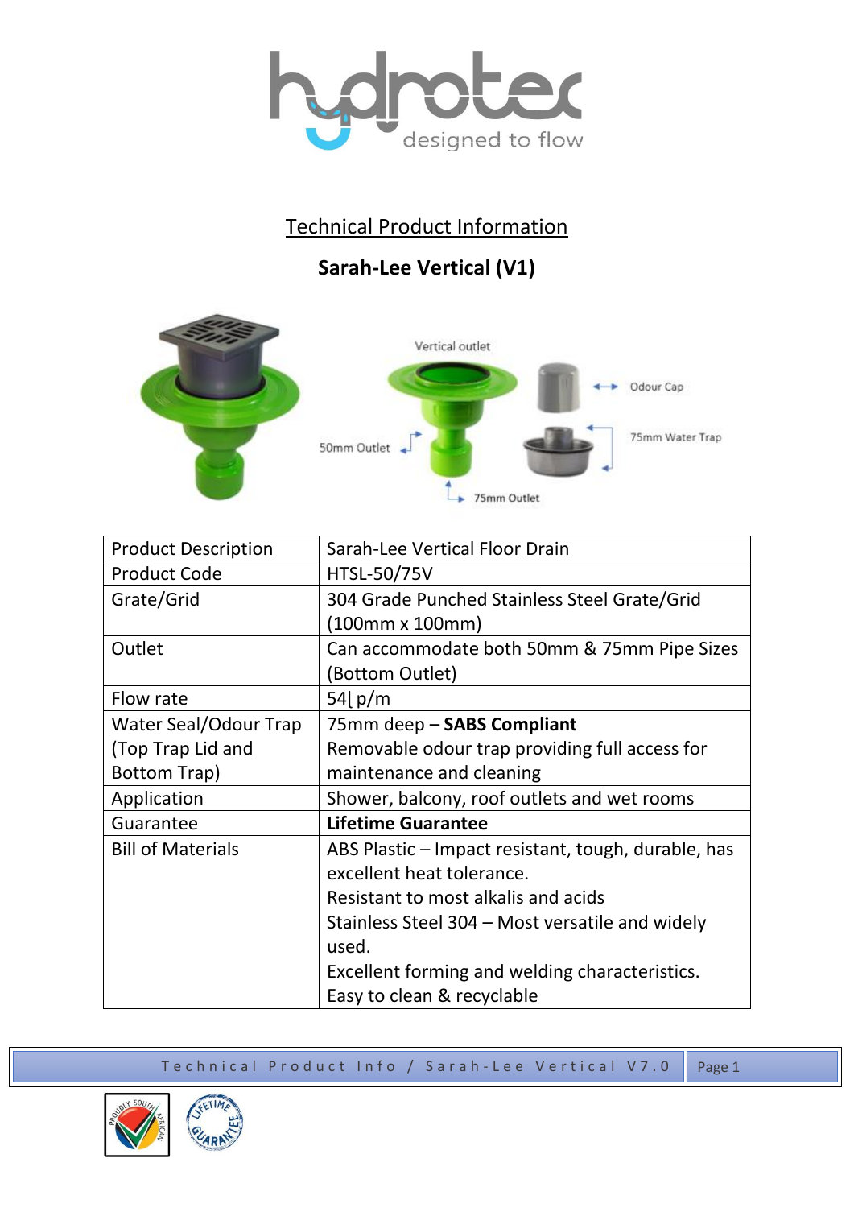## Technical Product Information

### Sarah-Lee Vertical (V1)

| | |
|---|---|
| Product Description | Sarah-Lee Vertical Floor Drain |
| Product Code | HTSL-50/75V |
| Grate/Grid | 304 Grade Punched Stainless Steel Grate/Grid (100mm x 100mm) |
| Outlet | Can accommodate both 50mm & 75mm Pipe Sizes (Bottom Outlet) |
| Flow rate | 54ℓ p/m |
| Water Seal/Odour Trap (Top Trap Lid and Bottom Trap) | 75mm deep – **SABS Compliant**<br>Removable odour trap providing full access for maintenance and cleaning |
| Application | Shower, balcony, roof outlets and wet rooms |
| Guarantee | **Lifetime Guarantee** |
| Bill of Materials | ABS Plastic – Impact resistant, tough, durable, has excellent heat tolerance.<br>Resistant to most alkalis and acids<br>Stainless Steel 304 – Most versatile and widely used.<br>Excellent forming and welding characteristics.<br>Easy to clean & recyclable |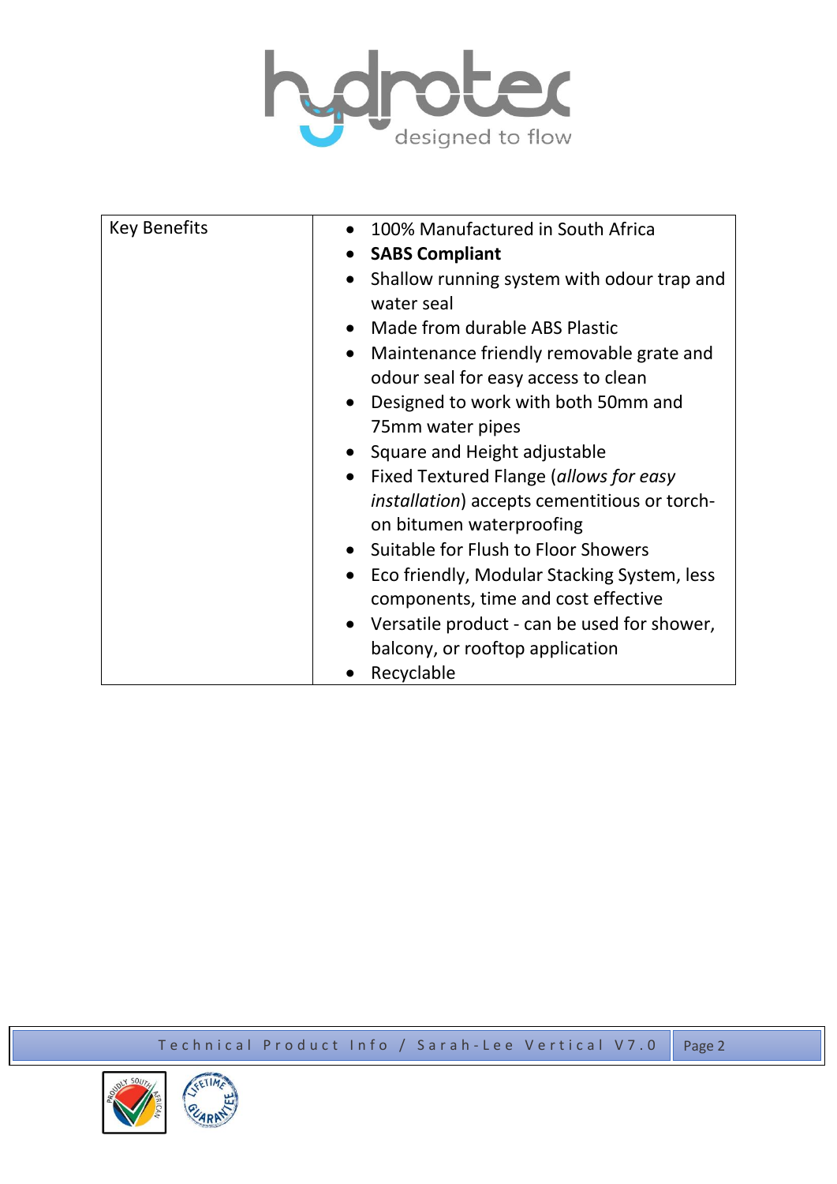| | |
|---|---|
| Key Benefits | • 100% Manufactured in South Africa<br>• **SABS Compliant**<br>• Shallow running system with odour trap and water seal<br>• Made from durable ABS Plastic<br>• Maintenance friendly removable grate and odour seal for easy access to clean<br>• Designed to work with both 50mm and 75mm water pipes<br>• Square and Height adjustable<br>• Fixed Textured Flange (*allows for easy installation*) accepts cementitious or torch-on bitumen waterproofing<br>• Suitable for Flush to Floor Showers<br>• Eco friendly, Modular Stacking System, less components, time and cost effective<br>• Versatile product - can be used for shower, balcony, or rooftop application<br>• Recyclable |